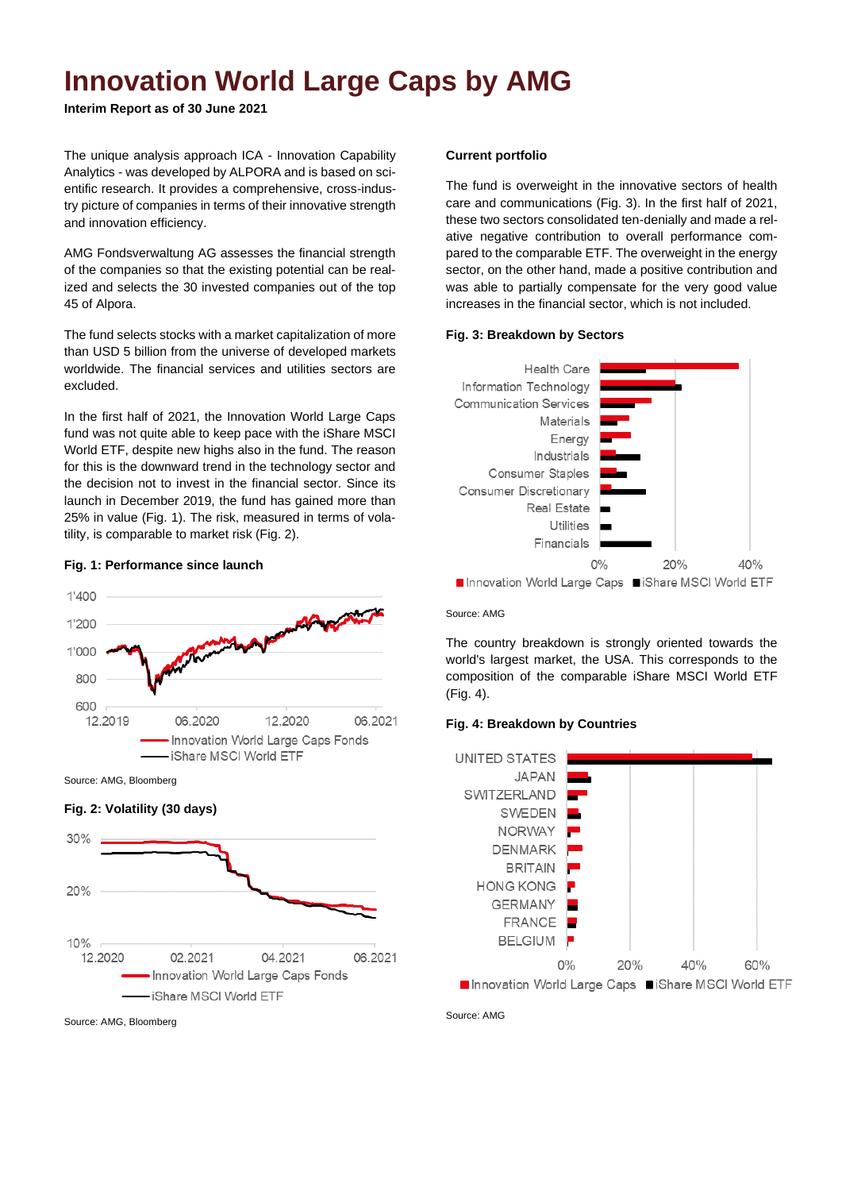// Page contains charts but no images detected; transcribe text and captions.

# Innovation World Large Caps by AMG

**Interim Report as of 30 June 2021**

The unique analysis approach ICA - Innovation Capability Analytics - was developed by ALPORA and is based on scientific research. It provides a comprehensive, cross-industry picture of companies in terms of their innovative strength and innovation efficiency.

AMG Fondsverwaltung AG assesses the financial strength of the companies so that the existing potential can be realized and selects the 30 invested companies out of the top 45 of Alpora.

The fund selects stocks with a market capitalization of more than USD 5 billion from the universe of developed markets worldwide. The financial services and utilities sectors are excluded.

In the first half of 2021, the Innovation World Large Caps fund was not quite able to keep pace with the iShare MSCI World ETF, despite new highs also in the fund. The reason for this is the downward trend in the technology sector and the decision not to invest in the financial sector. Since its launch in December 2019, the fund has gained more than 25% in value (Fig. 1). The risk, measured in terms of volatility, is comparable to market risk (Fig. 2).

**Fig. 1: Performance since launch**

1'400
1'200
1'000
800
600
12.2019 06.2020 12.2020 06.2021

Innovation World Large Caps Fonds
iShare MSCI World ETF

Source: AMG, Bloomberg

**Fig. 2: Volatility (30 days)**

30%
20%
10%
12.2020 02.2021 04.2021 06.2021

Innovation World Large Caps Fonds
iShare MSCI World ETF

Source: AMG, Bloomberg

**Current portfolio**

The fund is overweight in the innovative sectors of health care and communications (Fig. 3). In the first half of 2021, these two sectors consolidated ten-denially and made a relative negative contribution to overall performance compared to the comparable ETF. The overweight in the energy sector, on the other hand, made a positive contribution and was able to partially compensate for the very good value increases in the financial sector, which is not included.

**Fig. 3: Breakdown by Sectors**

Health Care
Information Technology
Communication Services
Materials
Energy
Industrials
Consumer Staples
Consumer Discretionary
Real Estate
Utilities
Financials

0% 20% 40%

Innovation World Large Caps iShare MSCI World ETF

Source: AMG

The country breakdown is strongly oriented towards the world's largest market, the USA. This corresponds to the composition of the comparable iShare MSCI World ETF (Fig. 4).

**Fig. 4: Breakdown by Countries**

UNITED STATES
JAPAN
SWITZERLAND
SWEDEN
NORWAY
DENMARK
BRITAIN
HONG KONG
GERMANY
FRANCE
BELGIUM

0% 20% 40% 60%

Innovation World Large Caps iShare MSCI World ETF

Source: AMG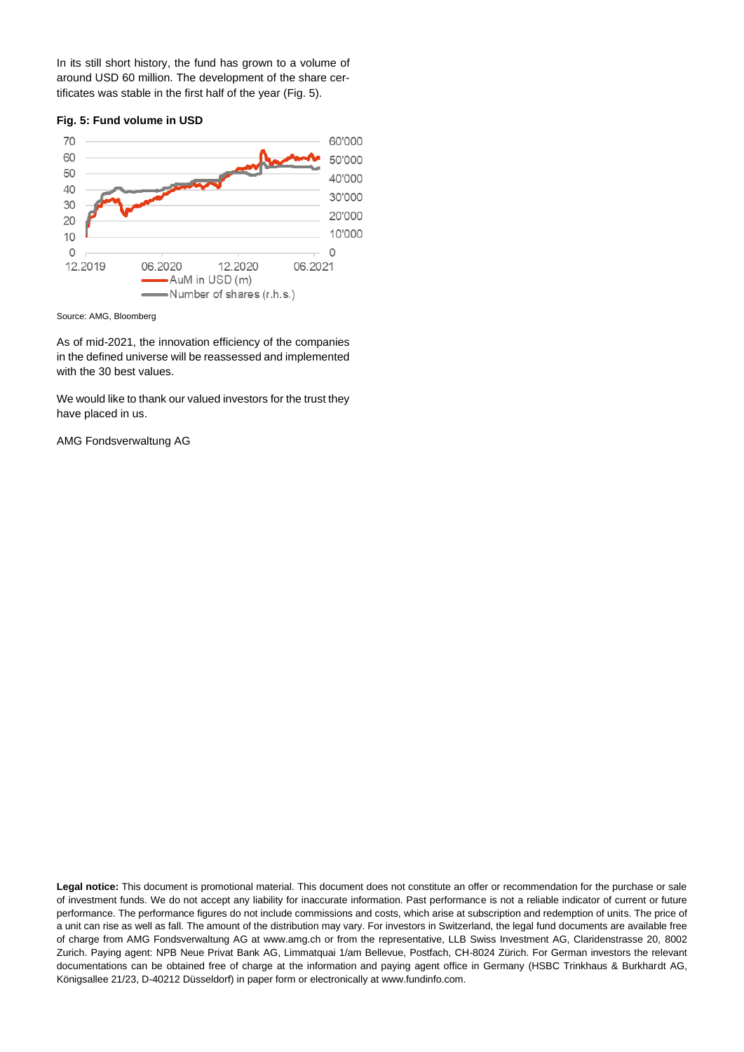In its still short history, the fund has grown to a volume of around USD 60 million. The development of the share certificates was stable in the first half of the year (Fig. 5).

**Fig. 5: Fund volume in USD**

70
60
50
40
30
20
10
0

60'000
50'000
40'000
30'000
20'000
10'000
0

12.2019
06.2020
12.2020
06.2021

AuM in USD (m)
Number of shares (r.h.s.)

Source: AMG, Bloomberg

As of mid-2021, the innovation efficiency of the companies in the defined universe will be reassessed and implemented with the 30 best values.

We would like to thank our valued investors for the trust they have placed in us.

AMG Fondsverwaltung AG

**Legal notice:** This document is promotional material. This document does not constitute an offer or recommendation for the purchase or sale of investment funds. We do not accept any liability for inaccurate information. Past performance is not a reliable indicator of current or future performance. The performance figures do not include commissions and costs, which arise at subscription and redemption of units. The price of a unit can rise as well as fall. The amount of the distribution may vary. For investors in Switzerland, the legal fund documents are available free of charge from AMG Fondsverwaltung AG at www.amg.ch or from the representative, LLB Swiss Investment AG, Claridenstrasse 20, 8002 Zurich. Paying agent: NPB Neue Privat Bank AG, Limmatquai 1/am Bellevue, Postfach, CH-8024 Zürich. For German investors the relevant documentations can be obtained free of charge at the information and paying agent office in Germany (HSBC Trinkhaus & Burkhardt AG, Königsallee 21/23, D-40212 Düsseldorf) in paper form or electronically at www.fundinfo.com.